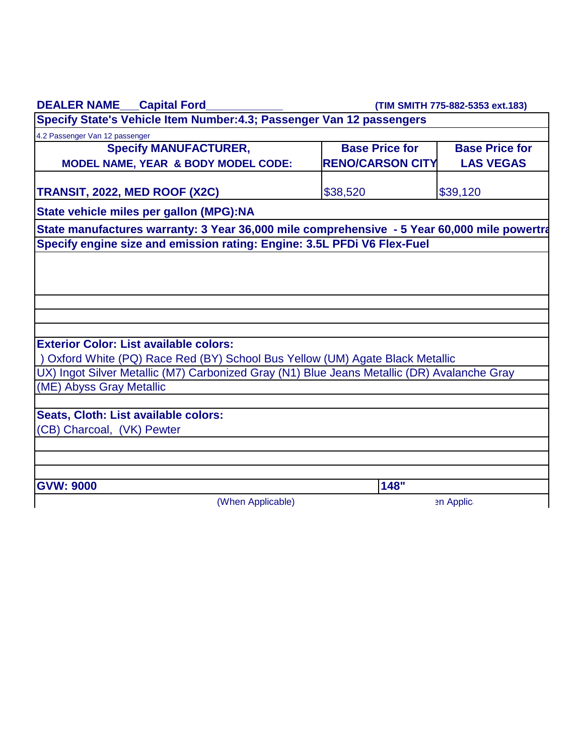**DEALER NAME___Capital Ford___________** **(TIM SMITH 775-882-5353 ext.183)**

**Specify State's Vehicle Item Number:4.3; Passenger Van 12 passengers**

4.2 Passenger Van 12 passenger

| Specify MANUFACTURER, MODEL NAME, YEAR & BODY MODEL CODE: | Base Price for RENO/CARSON CITY | Base Price for LAS VEGAS |
|---|---|---|
| **TRANSIT, 2022, MED ROOF (X2C)** | $38,520 | $39,120 |

**State vehicle miles per gallon (MPG):NA**

**State manufactures warranty: 3 Year 36,000 mile comprehensive - 5 Year 60,000 mile powertra**

**Specify engine size and emission rating: Engine: 3.5L PFDi V6 Flex-Fuel**

**Exterior Color: List available colors:**

) Oxford White (PQ) Race Red (BY) School Bus Yellow (UM) Agate Black Metallic

UX) Ingot Silver Metallic (M7) Carbonized Gray (N1) Blue Jeans Metallic (DR) Avalanche Gray

(ME) Abyss Gray Metallic

**Seats, Cloth: List available colors:**

(CB) Charcoal, (VK) Pewter

| **GVW: 9000** | **148"** |
|---|---|
| (When Applicable) | en Applic |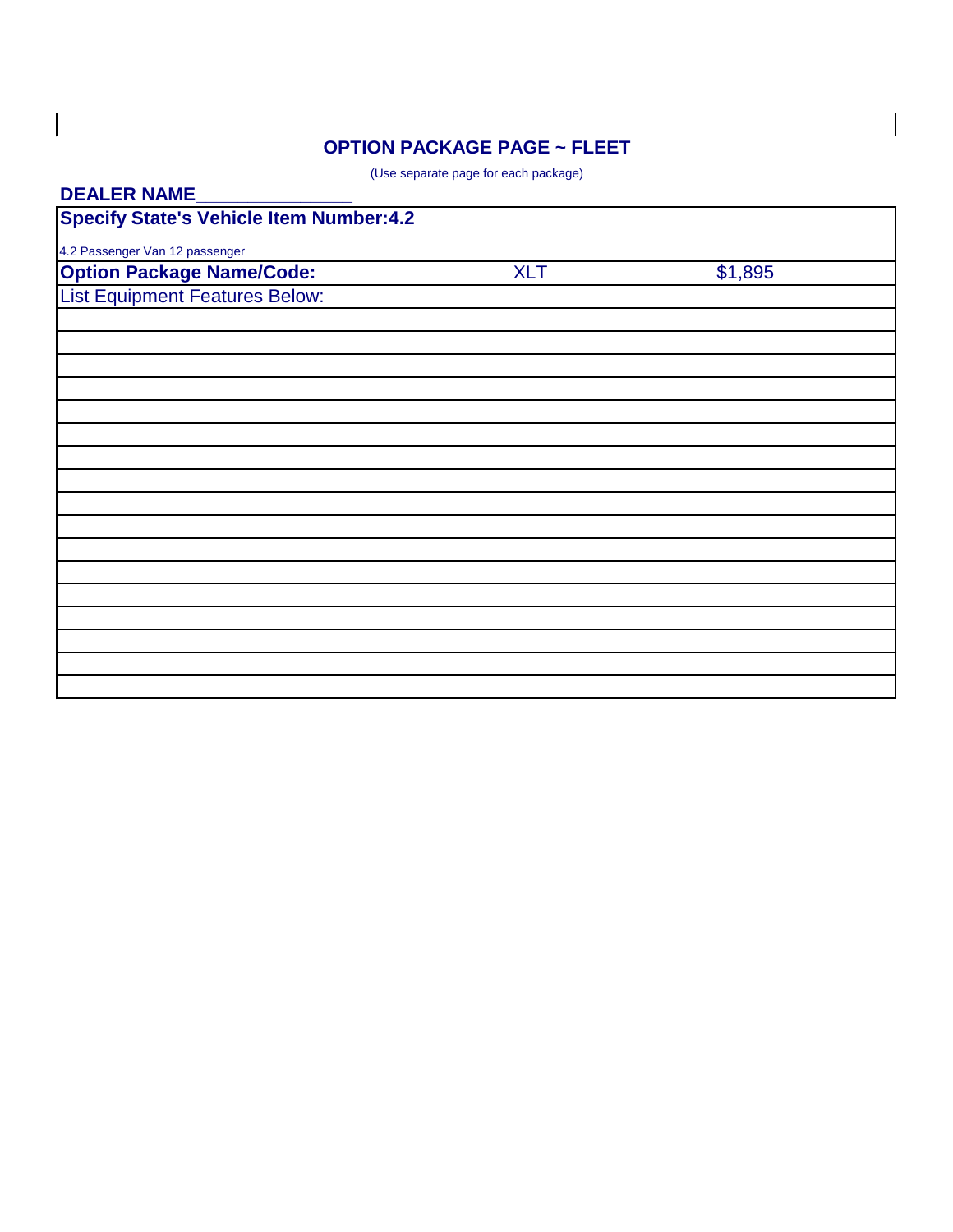## OPTION PACKAGE PAGE ~ FLEET

(Use separate page for each package)

**DEALER NAME_______________**

| **Specify State's Vehicle Item Number:4.2** | | |
|---|---|---|
| 4.2 Passenger Van 12 passenger | | |
| **Option Package Name/Code:** | XLT | $1,895 |
| List Equipment Features Below: | | |
| | | |
| | | |
| | | |
| | | |
| | | |
| | | |
| | | |
| | | |
| | | |
| | | |
| | | |
| | | |
| | | |
| | | |
| | | |
| | | |
| | | |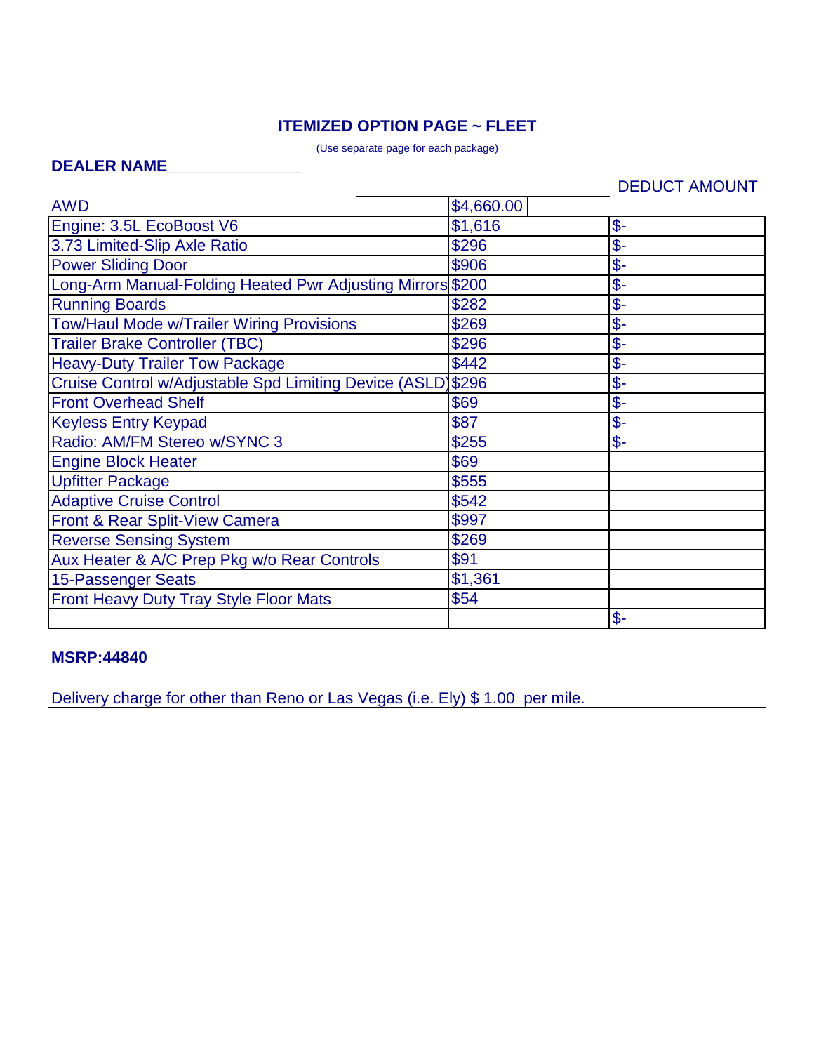### ITEMIZED OPTION PAGE ~ FLEET

(Use separate page for each package)

**DEALER NAME_______________**

| | | DEDUCT AMOUNT |
|---|---|---|
| AWD | $4,660.00 | |
| Engine: 3.5L EcoBoost V6 | $1,616 | $- |
| 3.73 Limited-Slip Axle Ratio | $296 | $- |
| Power Sliding Door | $906 | $- |
| Long-Arm Manual-Folding Heated Pwr Adjusting Mirrors | $200 | $- |
| Running Boards | $282 | $- |
| Tow/Haul Mode w/Trailer Wiring Provisions | $269 | $- |
| Trailer Brake Controller (TBC) | $296 | $- |
| Heavy-Duty Trailer Tow Package | $442 | $- |
| Cruise Control w/Adjustable Spd Limiting Device (ASLD) | $296 | $- |
| Front Overhead Shelf | $69 | $- |
| Keyless Entry Keypad | $87 | $- |
| Radio: AM/FM Stereo w/SYNC 3 | $255 | $- |
| Engine Block Heater | $69 | |
| Upfitter Package | $555 | |
| Adaptive Cruise Control | $542 | |
| Front & Rear Split-View Camera | $997 | |
| Reverse Sensing System | $269 | |
| Aux Heater & A/C Prep Pkg w/o Rear Controls | $91 | |
| 15-Passenger Seats | $1,361 | |
| Front Heavy Duty Tray Style Floor Mats | $54 | |
| | | $- |

**MSRP:44840**

Delivery charge for other than Reno or Las Vegas (i.e. Ely) $ 1.00 per mile.